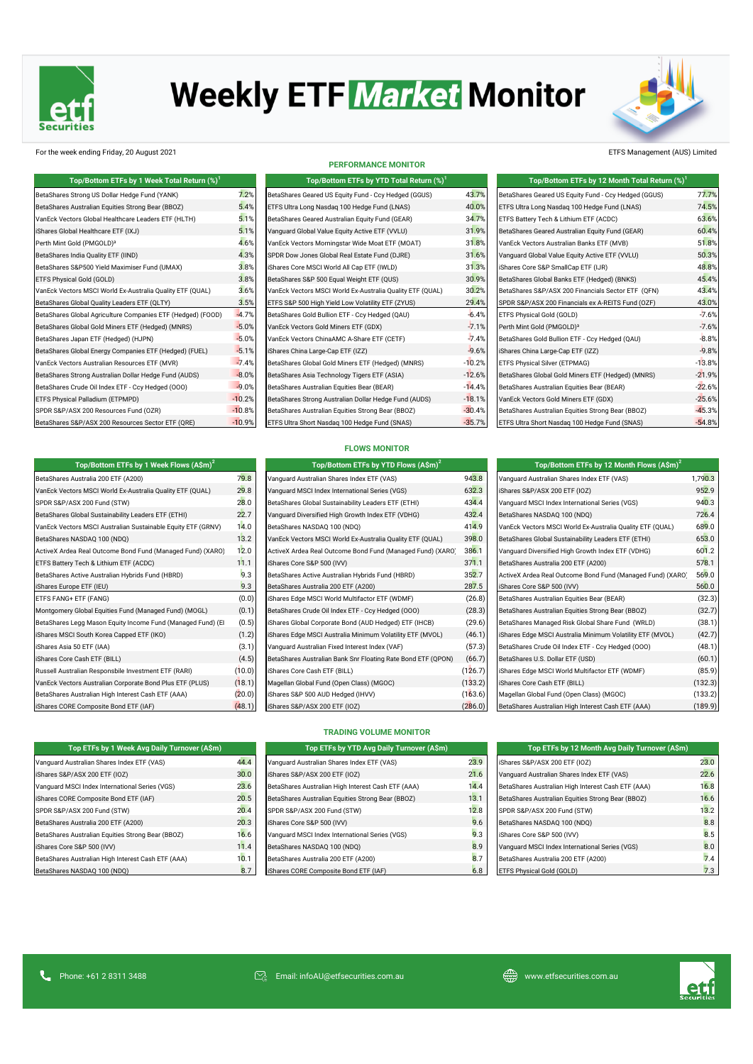# Weekly ETF Market Monitor

For the week ending Friday, 20 August 2021

ETFS Management (AUS) Limited

## PERFORMANCE MONITOR

| Top/Bottom ETFs by 1 Week Total Return (%)[1] | |
|---|---|
| BetaShares Strong US Dollar Hedge Fund (YANK) | 7.2% |
| BetaShares Australian Equities Strong Bear (BBOZ) | 5.4% |
| VanEck Vectors Global Healthcare Leaders ETF (HLTH) | 5.1% |
| iShares Global Healthcare ETF (IXJ) | 5.1% |
| Perth Mint Gold (PMGOLD)[3] | 4.6% |
| BetaShares India Quality ETF (IIND) | 4.3% |
| BetaShares S&P500 Yield Maximiser Fund (UMAX) | 3.8% |
| ETFS Physical Gold (GOLD) | 3.8% |
| VanEck Vectors MSCI World Ex-Australia Quality ETF (QUAL) | 3.6% |
| BetaShares Global Quality Leaders ETF (QLTY) | 3.5% |
| BetaShares Global Agriculture Companies ETF (Hedged) (FOOD) | -4.7% |
| BetaShares Global Gold Miners ETF (Hedged) (MNRS) | -5.0% |
| BetaShares Japan ETF (Hedged) (HJPN) | -5.0% |
| BetaShares Global Energy Companies ETF (Hedged) (FUEL) | -5.1% |
| VanEck Vectors Australian Resources ETF (MVR) | -7.4% |
| BetaShares Strong Australian Dollar Hedge Fund (AUDS) | -8.0% |
| BetaShares Crude Oil Index ETF - Ccy Hedged (OOO) | -9.0% |
| ETFS Physical Palladium (ETPMPD) | -10.2% |
| SPDR S&P/ASX 200 Resources Fund (OZR) | -10.8% |
| BetaShares S&P/ASX 200 Resources Sector ETF (QRE) | -10.9% |

| Top/Bottom ETFs by YTD Total Return (%)[1] | |
|---|---|
| BetaShares Geared US Equity Fund - Ccy Hedged (GGUS) | 43.7% |
| ETFS Ultra Long Nasdaq 100 Hedge Fund (LNAS) | 40.0% |
| BetaShares Geared Australian Equity Fund (GEAR) | 34.7% |
| Vanguard Global Value Equity Active ETF (VVLU) | 31.9% |
| VanEck Vectors Morningstar Wide Moat ETF (MOAT) | 31.8% |
| SPDR Dow Jones Global Real Estate Fund (DJRE) | 31.6% |
| iShares Core MSCI World All Cap ETF (IWLD) | 31.3% |
| BetaShares S&P 500 Equal Weight ETF (QUS) | 30.9% |
| VanEck Vectors MSCI World Ex-Australia Quality ETF (QUAL) | 30.2% |
| ETFS S&P 500 High Yield Low Volatility ETF (ZYUS) | 29.4% |
| BetaShares Gold Bullion ETF - Ccy Hedged (QAU) | -6.4% |
| VanEck Vectors Gold Miners ETF (GDX) | -7.1% |
| VanEck Vectors ChinaAMC A-Share ETF (CETF) | -7.4% |
| iShares China Large-Cap ETF (IZZ) | -9.6% |
| BetaShares Global Gold Miners ETF (Hedged) (MNRS) | -10.2% |
| BetaShares Asia Technology Tigers ETF (ASIA) | -12.6% |
| BetaShares Australian Equities Bear (BEAR) | -14.4% |
| BetaShares Strong Australian Dollar Hedge Fund (AUDS) | -18.1% |
| BetaShares Australian Equities Strong Bear (BBOZ) | -30.4% |
| ETFS Ultra Short Nasdaq 100 Hedge Fund (SNAS) | -35.7% |

| Top/Bottom ETFs by 12 Month Total Return (%)[1] | |
|---|---|
| BetaShares Geared US Equity Fund - Ccy Hedged (GGUS) | 77.7% |
| ETFS Ultra Long Nasdaq 100 Hedge Fund (LNAS) | 74.5% |
| ETFS Battery Tech & Lithium ETF (ACDC) | 63.6% |
| BetaShares Geared Australian Equity Fund (GEAR) | 60.4% |
| VanEck Vectors Australian Banks ETF (MVB) | 51.8% |
| Vanguard Global Value Equity Active ETF (VVLU) | 50.3% |
| iShares Core S&P SmallCap ETF (IJR) | 48.8% |
| BetaShares Global Banks ETF (Hedged) (BNKS) | 45.4% |
| BetaShares S&P/ASX 200 Financials Sector ETF (QFN) | 43.4% |
| SPDR S&P/ASX 200 Financials ex A-REITS Fund (OZF) | 43.0% |
| ETFS Physical Gold (GOLD) | -7.6% |
| Perth Mint Gold (PMGOLD)[3] | -7.6% |
| BetaShares Gold Bullion ETF - Ccy Hedged (QAU) | -8.8% |
| iShares China Large-Cap ETF (IZZ) | -9.8% |
| ETFS Physical Silver (ETPMAG) | -13.8% |
| BetaShares Global Gold Miners ETF (Hedged) (MNRS) | -21.9% |
| BetaShares Australian Equities Bear (BEAR) | -22.6% |
| VanEck Vectors Gold Miners ETF (GDX) | -25.6% |
| BetaShares Australian Equities Strong Bear (BBOZ) | -45.3% |
| ETFS Ultra Short Nasdaq 100 Hedge Fund (SNAS) | -54.8% |

## FLOWS MONITOR

| Top/Bottom ETFs by 1 Week Flows (A$m)[2] | |
|---|---|
| BetaShares Australia 200 ETF (A200) | 79.8 |
| VanEck Vectors MSCI World Ex-Australia Quality ETF (QUAL) | 29.8 |
| SPDR S&P/ASX 200 Fund (STW) | 28.0 |
| BetaShares Global Sustainability Leaders ETF (ETHI) | 22.7 |
| VanEck Vectors MSCI Australian Sustainable Equity ETF (GRNV) | 14.0 |
| BetaShares NASDAQ 100 (NDQ) | 13.2 |
| ActiveX Ardea Real Outcome Bond Fund (Managed Fund) (XARO) | 12.0 |
| ETFS Battery Tech & Lithium ETF (ACDC) | 11.1 |
| BetaShares Active Australian Hybrids Fund (HBRD) | 9.3 |
| iShares Europe ETF (IEU) | 9.3 |
| ETFS FANG+ ETF (FANG) | (0.0) |
| Montgomery Global Equities Fund (Managed Fund) (MOGL) | (0.1) |
| BetaShares Legg Mason Equity Income Fund (Managed Fund) (EI | (0.5) |
| iShares MSCI South Korea Capped ETF (IKO) | (1.2) |
| iShares Asia 50 ETF (IAA) | (3.1) |
| iShares Core Cash ETF (BILL) | (4.5) |
| Russell Australian Responsible Investment ETF (RARI) | (10.0) |
| VanEck Vectors Australian Corporate Bond Plus ETF (PLUS) | (18.1) |
| BetaShares Australian High Interest Cash ETF (AAA) | (20.0) |
| iShares CORE Composite Bond ETF (IAF) | (48.1) |

| Top/Bottom ETFs by YTD Flows (A$m)[2] | |
|---|---|
| Vanguard Australian Shares Index ETF (VAS) | 943.8 |
| Vanguard MSCI Index International Series (VGS) | 632.3 |
| BetaShares Global Sustainability Leaders ETF (ETHI) | 434.4 |
| Vanguard Diversified High Growth Index ETF (VDHG) | 432.4 |
| BetaShares NASDAQ 100 (NDQ) | 414.9 |
| VanEck Vectors MSCI World Ex-Australia Quality ETF (QUAL) | 398.0 |
| ActiveX Ardea Real Outcome Bond Fund (Managed Fund) (XARO) | 386.1 |
| iShares Core S&P 500 (IVV) | 371.1 |
| BetaShares Active Australian Hybrids Fund (HBRD) | 352.7 |
| BetaShares Australia 200 ETF (A200) | 287.5 |
| iShares Edge MSCI World Multifactor ETF (WDMF) | (26.8) |
| BetaShares Crude Oil Index ETF - Ccy Hedged (OOO) | (28.3) |
| iShares Global Corporate Bond (AUD Hedged) ETF (IHCB) | (29.6) |
| iShares Edge MSCI Australia Minimum Volatility ETF (MVOL) | (46.1) |
| Vanguard Australian Fixed Interest Index (VAF) | (57.3) |
| BetaShares Australian Bank Snr Floating Rate Bond ETF (QPON) | (66.7) |
| iShares Core Cash ETF (BILL) | (126.7) |
| Magellan Global Fund (Open Class) (MGOC) | (133.2) |
| iShares S&P 500 AUD Hedged (IHVV) | (163.6) |
| iShares S&P/ASX 200 ETF (IOZ) | (286.0) |

| Top/Bottom ETFs by 12 Month Flows (A$m)[2] | |
|---|---|
| Vanguard Australian Shares Index ETF (VAS) | 1,790.3 |
| iShares S&P/ASX 200 ETF (IOZ) | 952.9 |
| Vanguard MSCI Index International Series (VGS) | 940.3 |
| BetaShares NASDAQ 100 (NDQ) | 726.4 |
| VanEck Vectors MSCI World Ex-Australia Quality ETF (QUAL) | 689.0 |
| BetaShares Global Sustainability Leaders ETF (ETHI) | 653.0 |
| Vanguard Diversified High Growth Index ETF (VDHG) | 601.2 |
| BetaShares Australia 200 ETF (A200) | 578.1 |
| ActiveX Ardea Real Outcome Bond Fund (Managed Fund) (XARO) | 569.0 |
| iShares Core S&P 500 (IVV) | 560.0 |
| BetaShares Australian Equities Bear (BEAR) | (32.3) |
| BetaShares Australian Equities Strong Bear (BBOZ) | (32.7) |
| BetaShares Managed Risk Global Share Fund (WRLD) | (38.1) |
| iShares Edge MSCI Australia Minimum Volatility ETF (MVOL) | (42.7) |
| BetaShares Crude Oil Index ETF - Ccy Hedged (OOO) | (48.1) |
| BetaShares U.S. Dollar ETF (USD) | (60.1) |
| iShares Edge MSCI World Multifactor ETF (WDMF) | (85.9) |
| iShares Core Cash ETF (BILL) | (132.3) |
| Magellan Global Fund (Open Class) (MGOC) | (133.2) |
| BetaShares Australian High Interest Cash ETF (AAA) | (189.9) |

## TRADING VOLUME MONITOR

| Top ETFs by 1 Week Avg Daily Turnover (A$m) | |
|---|---|
| Vanguard Australian Shares Index ETF (VAS) | 44.4 |
| iShares S&P/ASX 200 ETF (IOZ) | 30.0 |
| Vanguard MSCI Index International Series (VGS) | 23.6 |
| iShares CORE Composite Bond ETF (IAF) | 20.5 |
| SPDR S&P/ASX 200 Fund (STW) | 20.4 |
| BetaShares Australia 200 ETF (A200) | 20.3 |
| BetaShares Australian Equities Strong Bear (BBOZ) | 16.6 |
| iShares Core S&P 500 (IVV) | 11.4 |
| BetaShares Australian High Interest Cash ETF (AAA) | 10.1 |
| BetaShares NASDAQ 100 (NDQ) | 8.7 |

| Top ETFs by YTD Avg Daily Turnover (A$m) | |
|---|---|
| Vanguard Australian Shares Index ETF (VAS) | 23.9 |
| iShares S&P/ASX 200 ETF (IOZ) | 21.6 |
| BetaShares Australian High Interest Cash ETF (AAA) | 14.4 |
| BetaShares Australian Equities Strong Bear (BBOZ) | 13.1 |
| SPDR S&P/ASX 200 Fund (STW) | 12.8 |
| iShares Core S&P 500 (IVV) | 9.6 |
| Vanguard MSCI Index International Series (VGS) | 9.3 |
| BetaShares NASDAQ 100 (NDQ) | 8.9 |
| BetaShares Australia 200 ETF (A200) | 8.7 |
| iShares CORE Composite Bond ETF (IAF) | 6.8 |

| Top ETFs by 12 Month Avg Daily Turnover (A$m) | |
|---|---|
| iShares S&P/ASX 200 ETF (IOZ) | 23.0 |
| Vanguard Australian Shares Index ETF (VAS) | 22.6 |
| BetaShares Australian High Interest Cash ETF (AAA) | 16.8 |
| BetaShares Australian Equities Strong Bear (BBOZ) | 16.6 |
| SPDR S&P/ASX 200 Fund (STW) | 13.2 |
| BetaShares NASDAQ 100 (NDQ) | 8.8 |
| iShares Core S&P 500 (IVV) | 8.5 |
| Vanguard MSCI Index International Series (VGS) | 8.0 |
| BetaShares Australia 200 ETF (A200) | 7.4 |
| ETFS Physical Gold (GOLD) | 7.3 |

Phone: +61 2 8311 3488 | Email: infoAU@etfsecurities.com.au | www.etfsecurities.com.au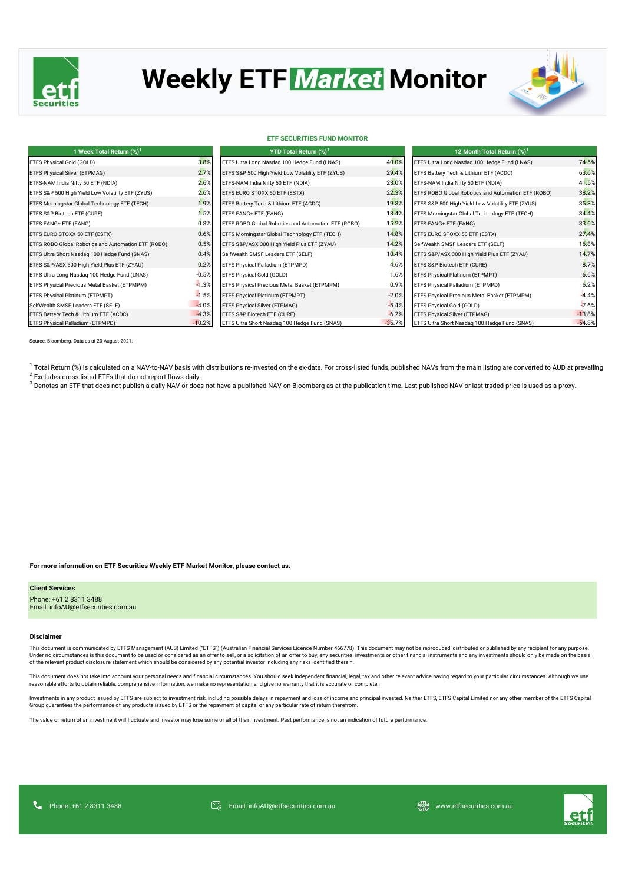# Weekly ETF Market Monitor

**ETF SECURITIES FUND MONITOR**

| 1 Week Total Return (%)[1] | |
|---|---|
| ETFS Physical Gold (GOLD) | 3.8% |
| ETFS Physical Silver (ETPMAG) | 2.7% |
| ETFS-NAM India Nifty 50 ETF (NDIA) | 2.6% |
| ETFS S&P 500 High Yield Low Volatility ETF (ZYUS) | 2.6% |
| ETFS Morningstar Global Technology ETF (TECH) | 1.9% |
| ETFS S&P Biotech ETF (CURE) | 1.5% |
| ETFS FANG+ ETF (FANG) | 0.8% |
| ETFS EURO STOXX 50 ETF (ESTX) | 0.6% |
| ETFS ROBO Global Robotics and Automation ETF (ROBO) | 0.5% |
| ETFS Ultra Short Nasdaq 100 Hedge Fund (SNAS) | 0.4% |
| ETFS S&P/ASX 300 High Yield Plus ETF (ZYAU) | 0.2% |
| ETFS Ultra Long Nasdaq 100 Hedge Fund (LNAS) | -0.5% |
| ETFS Physical Precious Metal Basket (ETPMPM) | -1.3% |
| ETFS Physical Platinum (ETPMPT) | -1.5% |
| SelfWealth SMSF Leaders ETF (SELF) | -4.0% |
| ETFS Battery Tech & Lithium ETF (ACDC) | -4.3% |
| ETFS Physical Palladium (ETPMPD) | -10.2% |

| YTD Total Return (%)[1] | |
|---|---|
| ETFS Ultra Long Nasdaq 100 Hedge Fund (LNAS) | 40.0% |
| ETFS S&P 500 High Yield Low Volatility ETF (ZYUS) | 29.4% |
| ETFS-NAM India Nifty 50 ETF (NDIA) | 23.0% |
| ETFS EURO STOXX 50 ETF (ESTX) | 22.3% |
| ETFS Battery Tech & Lithium ETF (ACDC) | 19.3% |
| ETFS FANG+ ETF (FANG) | 18.4% |
| ETFS ROBO Global Robotics and Automation ETF (ROBO) | 15.2% |
| ETFS Morningstar Global Technology ETF (TECH) | 14.8% |
| ETFS S&P/ASX 300 High Yield Plus ETF (ZYAU) | 14.2% |
| SelfWealth SMSF Leaders ETF (SELF) | 10.4% |
| ETFS Physical Palladium (ETPMPD) | 4.6% |
| ETFS Physical Gold (GOLD) | 1.6% |
| ETFS Physical Precious Metal Basket (ETPMPM) | 0.9% |
| ETFS Physical Platinum (ETPMPT) | -2.0% |
| ETFS Physical Silver (ETPMAG) | -5.4% |
| ETFS S&P Biotech ETF (CURE) | -6.2% |
| ETFS Ultra Short Nasdaq 100 Hedge Fund (SNAS) | -35.7% |

| 12 Month Total Return (%)[1] | |
|---|---|
| ETFS Ultra Long Nasdaq 100 Hedge Fund (LNAS) | 74.5% |
| ETFS Battery Tech & Lithium ETF (ACDC) | 63.6% |
| ETFS-NAM India Nifty 50 ETF (NDIA) | 41.5% |
| ETFS ROBO Global Robotics and Automation ETF (ROBO) | 38.2% |
| ETFS S&P 500 High Yield Low Volatility ETF (ZYUS) | 35.3% |
| ETFS Morningstar Global Technology ETF (TECH) | 34.4% |
| ETFS FANG+ ETF (FANG) | 33.6% |
| ETFS EURO STOXX 50 ETF (ESTX) | 27.4% |
| SelfWealth SMSF Leaders ETF (SELF) | 16.8% |
| ETFS S&P/ASX 300 High Yield Plus ETF (ZYAU) | 14.7% |
| ETFS S&P Biotech ETF (CURE) | 8.7% |
| ETFS Physical Platinum (ETPMPT) | 6.6% |
| ETFS Physical Palladium (ETPMPD) | 6.2% |
| ETFS Physical Precious Metal Basket (ETPMPM) | -4.4% |
| ETFS Physical Gold (GOLD) | -7.6% |
| ETFS Physical Silver (ETPMAG) | -13.8% |
| ETFS Ultra Short Nasdaq 100 Hedge Fund (SNAS) | -54.8% |

Source: Bloomberg. Data as at 20 August 2021.

[1] Total Return (%) is calculated on a NAV-to-NAV basis with distributions re-invested on the ex-date. For cross-listed funds, published NAVs from the main listing are converted to AUD at prevailing
[2] Excludes cross-listed ETFs that do not report flows daily.
[3] Denotes an ETF that does not publish a daily NAV or does not have a published NAV on Bloomberg as at the publication time. Last published NAV or last traded price is used as a proxy.

**For more information on ETF Securities Weekly ETF Market Monitor, please contact us.**

**Client Services**
Phone: +61 2 8311 3488
Email: infoAU@etfsecurities.com.au

**Disclaimer**

This document is communicated by ETFS Management (AUS) Limited ("ETFS") (Australian Financial Services Licence Number 466778). This document may not be reproduced, distributed or published by any recipient for any purpose. Under no circumstances is this document to be used or considered as an offer to sell, or a solicitation of an offer to buy, any securities, investments or other financial instruments and any investments should only be made on the basis of the relevant product disclosure statement which should be considered by any potential investor including any risks identified therein.

This document does not take into account your personal needs and financial circumstances. You should seek independent financial, legal, tax and other relevant advice having regard to your particular circumstances. Although we use reasonable efforts to obtain reliable, comprehensive information, we make no representation and give no warranty that it is accurate or complete.

Investments in any product issued by ETFS are subject to investment risk, including possible delays in repayment and loss of income and principal invested. Neither ETFS, ETFS Capital Limited nor any other member of the ETFS Capital Group guarantees the performance of any products issued by ETFS or the repayment of capital or any particular rate of return therefrom.

The value or return of an investment will fluctuate and investor may lose some or all of their investment. Past performance is not an indication of future performance.

Phone: +61 2 8311 3488 Email: infoAU@etfsecurities.com.au www.etfsecurities.com.au